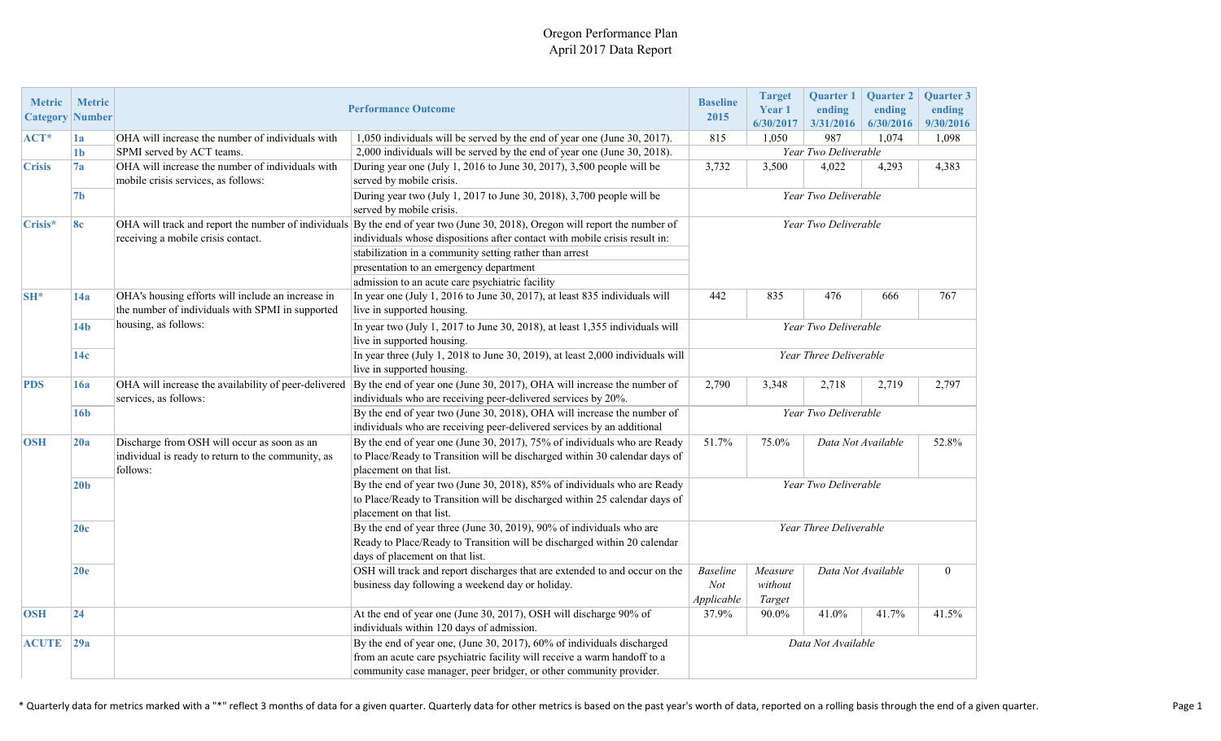# Oregon Performance Plan
## April 2017 Data Report

| Metric Category | Metric Number | Performance Outcome | | Baseline 2015 | Target Year 1 6/30/2017 | Quarter 1 ending 3/31/2016 | Quarter 2 ending 6/30/2016 | Quarter 3 ending 9/30/2016 |
|---|---|---|---|---|---|---|---|---|
| ACT* | 1a | OHA will increase the number of individuals with SPMI served by ACT teams. | 1,050 individuals will be served by the end of year one (June 30, 2017). | 815 | 1,050 | 987 | 1,074 | 1,098 |
| | 1b | | 2,000 individuals will be served by the end of year one (June 30, 2018). | *Year Two Deliverable* | | | | |
| Crisis | 7a | OHA will increase the number of individuals with mobile crisis services, as follows: | During year one (July 1, 2016 to June 30, 2017), 3,500 people will be served by mobile crisis. | 3,732 | 3,500 | 4,022 | 4,293 | 4,383 |
| | 7b | | During year two (July 1, 2017 to June 30, 2018), 3,700 people will be served by mobile crisis. | *Year Two Deliverable* | | | | |
| Crisis* | 8c | OHA will track and report the number of individuals receiving a mobile crisis contact. | By the end of year two (June 30, 2018), Oregon will report the number of individuals whose dispositions after contact with mobile crisis result in: | *Year Two Deliverable* | | | | |
| | | | stabilization in a community setting rather than arrest | | | | | |
| | | | presentation to an emergency department | | | | | |
| | | | admission to an acute care psychiatric facility | | | | | |
| SH* | 14a | OHA's housing efforts will include an increase in the number of individuals with SPMI in supported housing, as follows: | In year one (July 1, 2016 to June 30, 2017), at least 835 individuals will live in supported housing. | 442 | 835 | 476 | 666 | 767 |
| | 14b | | In year two (July 1, 2017 to June 30, 2018), at least 1,355 individuals will live in supported housing. | *Year Two Deliverable* | | | | |
| | 14c | | In year three (July 1, 2018 to June 30, 2019), at least 2,000 individuals will live in supported housing. | *Year Three Deliverable* | | | | |
| PDS | 16a | OHA will increase the availability of peer-delivered services, as follows: | By the end of year one (June 30, 2017), OHA will increase the number of individuals who are receiving peer-delivered services by 20%. | 2,790 | 3,348 | 2,718 | 2,719 | 2,797 |
| | 16b | | By the end of year two (June 30, 2018), OHA will increase the number of individuals who are receiving peer-delivered services by an additional | *Year Two Deliverable* | | | | |
| OSH | 20a | Discharge from OSH will occur as soon as an individual is ready to return to the community, as follows: | By the end of year one (June 30, 2017), 75% of individuals who are Ready to Place/Ready to Transition will be discharged within 30 calendar days of placement on that list. | 51.7% | 75.0% | *Data Not Available* | | 52.8% |
| | 20b | | By the end of year two (June 30, 2018), 85% of individuals who are Ready to Place/Ready to Transition will be discharged within 25 calendar days of placement on that list. | *Year Two Deliverable* | | | | |
| | 20c | | By the end of year three (June 30, 2019), 90% of individuals who are Ready to Place/Ready to Transition will be discharged within 20 calendar days of placement on that list. | *Year Three Deliverable* | | | | |
| | 20e | | OSH will track and report discharges that are extended to and occur on the business day following a weekend day or holiday. | *Baseline Not Applicable* | *Measure without Target* | *Data Not Available* | | 0 |
| OSH | 24 | | At the end of year one (June 30, 2017), OSH will discharge 90% of individuals within 120 days of admission. | 37.9% | 90.0% | 41.0% | 41.7% | 41.5% |
| ACUTE | 29a | | By the end of year one, (June 30, 2017), 60% of individuals discharged from an acute care psychiatric facility will receive a warm handoff to a community case manager, peer bridger, or other community provider. | *Data Not Available* | | | | |

\* Quarterly data for metrics marked with a "*" reflect 3 months of data for a given quarter. Quarterly data for other metrics is based on the past year's worth of data, reported on a rolling basis through the end of a given quarter.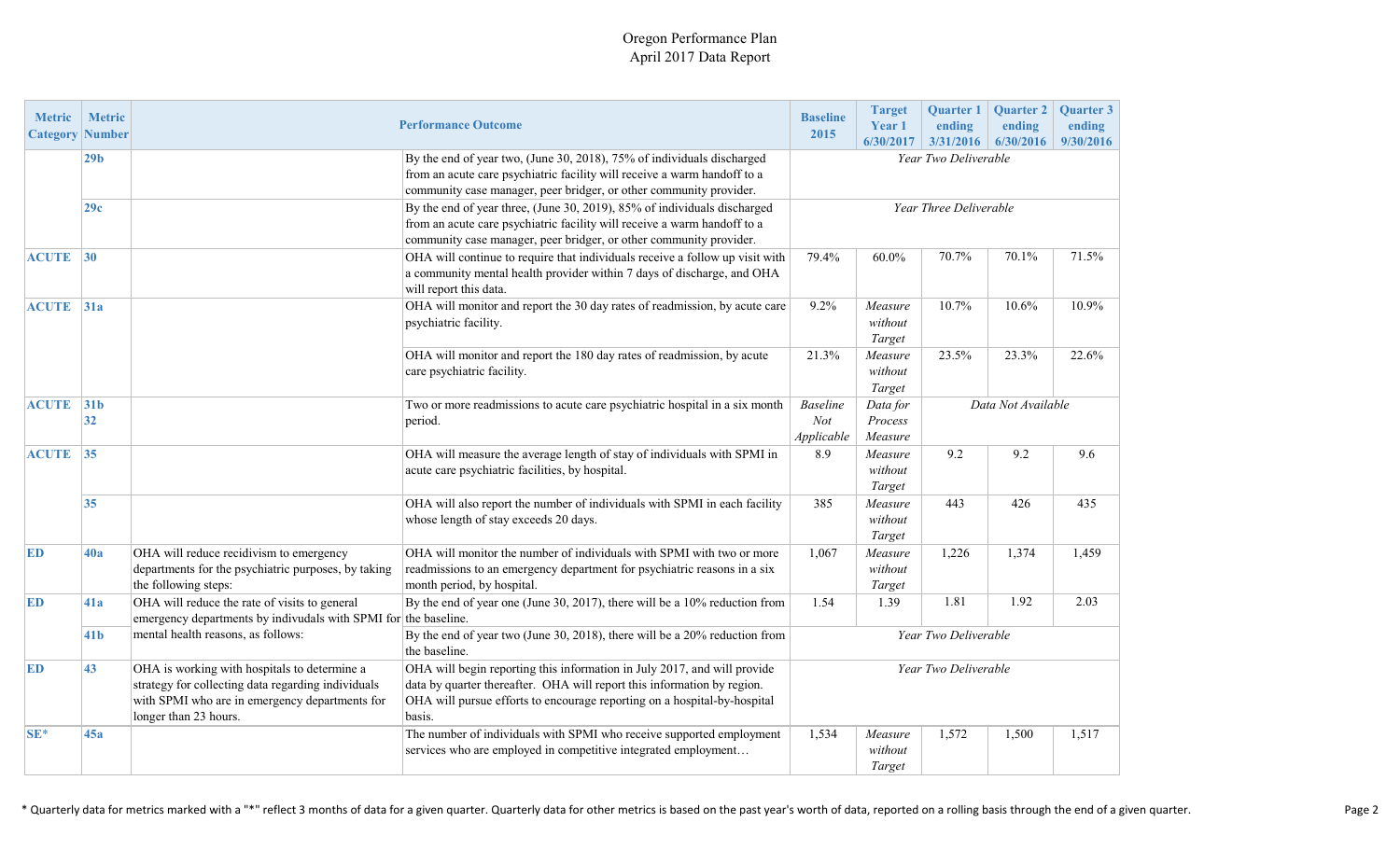Oregon Performance Plan
April 2017 Data Report

| Metric Category | Metric Number | Performance Outcome | | Baseline 2015 | Target Year 1 6/30/2017 | Quarter 1 ending 3/31/2016 | Quarter 2 ending 6/30/2016 | Quarter 3 ending 9/30/2016 |
|---|---|---|---|---|---|---|---|---|
| | 29b | | By the end of year two, (June 30, 2018), 75% of individuals discharged from an acute care psychiatric facility will receive a warm handoff to a community case manager, peer bridger, or other community provider. | *Year Two Deliverable* | | | | |
| | 29c | | By the end of year three, (June 30, 2019), 85% of individuals discharged from an acute care psychiatric facility will receive a warm handoff to a community case manager, peer bridger, or other community provider. | *Year Three Deliverable* | | | | |
| ACUTE | 30 | | OHA will continue to require that individuals receive a follow up visit with a community mental health provider within 7 days of discharge, and OHA will report this data. | 79.4% | 60.0% | 70.7% | 70.1% | 71.5% |
| ACUTE | 31a | | OHA will monitor and report the 30 day rates of readmission, by acute care psychiatric facility. | 9.2% | *Measure without Target* | 10.7% | 10.6% | 10.9% |
| | | | OHA will monitor and report the 180 day rates of readmission, by acute care psychiatric facility. | 21.3% | *Measure without Target* | 23.5% | 23.3% | 22.6% |
| ACUTE | 31b 32 | | Two or more readmissions to acute care psychiatric hospital in a six month period. | *Baseline Not Applicable* | *Data for Process Measure* | *Data Not Available* | | |
| ACUTE | 35 | | OHA will measure the average length of stay of individuals with SPMI in acute care psychiatric facilities, by hospital. | 8.9 | *Measure without Target* | 9.2 | 9.2 | 9.6 |
| | 35 | | OHA will also report the number of individuals with SPMI in each facility whose length of stay exceeds 20 days. | 385 | *Measure without Target* | 443 | 426 | 435 |
| ED | 40a | OHA will reduce recidivism to emergency departments for the psychiatric purposes, by taking the following steps: | OHA will monitor the number of individuals with SPMI with two or more readmissions to an emergency department for psychiatric reasons in a six month period, by hospital. | 1,067 | *Measure without Target* | 1,226 | 1,374 | 1,459 |
| ED | 41a | OHA will reduce the rate of visits to general emergency departments by indivudals with SPMI for mental health reasons, as follows: | By the end of year one (June 30, 2017), there will be a 10% reduction from the baseline. | 1.54 | 1.39 | 1.81 | 1.92 | 2.03 |
| | 41b | | By the end of year two (June 30, 2018), there will be a 20% reduction from the baseline. | *Year Two Deliverable* | | | | |
| ED | 43 | OHA is working with hospitals to determine a strategy for collecting data regarding individuals with SPMI who are in emergency departments for longer than 23 hours. | OHA will begin reporting this information in July 2017, and will provide data by quarter thereafter. OHA will report this information by region. OHA will pursue efforts to encourage reporting on a hospital-by-hospital basis. | *Year Two Deliverable* | | | | |
| SE* | 45a | | The number of individuals with SPMI who receive supported employment services who are employed in competitive integrated employment… | 1,534 | *Measure without Target* | 1,572 | 1,500 | 1,517 |

\* Quarterly data for metrics marked with a "*" reflect 3 months of data for a given quarter. Quarterly data for other metrics is based on the past year's worth of data, reported on a rolling basis through the end of a given quarter.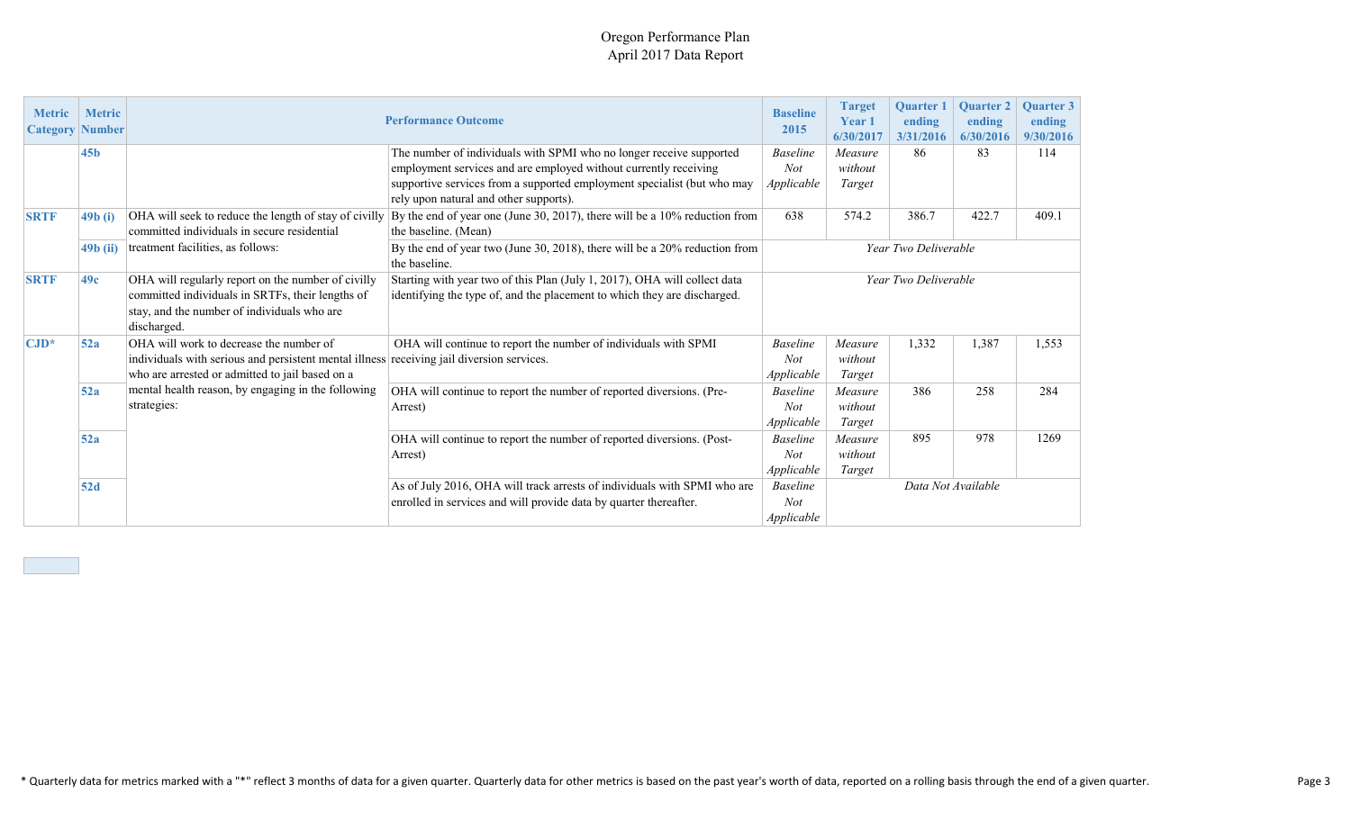Oregon Performance Plan
April 2017 Data Report

| Metric Category | Metric Number | Performance Outcome | | Baseline 2015 | Target Year 1 6/30/2017 | Quarter 1 ending 3/31/2016 | Quarter 2 ending 6/30/2016 | Quarter 3 ending 9/30/2016 |
|---|---|---|---|---|---|---|---|---|
| | 45b | | The number of individuals with SPMI who no longer receive supported employment services and are employed without currently receiving supportive services from a supported employment specialist (but who may rely upon natural and other supports). | *Baseline Not Applicable* | *Measure without Target* | 86 | 83 | 114 |
| SRTF | 49b (i) | OHA will seek to reduce the length of stay of civilly committed individuals in secure residential treatment facilities, as follows: | By the end of year one (June 30, 2017), there will be a 10% reduction from the baseline. (Mean) | 638 | 574.2 | 386.7 | 422.7 | 409.1 |
| | 49b (ii) | | By the end of year two (June 30, 2018), there will be a 20% reduction from the baseline. | *Year Two Deliverable* | | | | |
| SRTF | 49c | OHA will regularly report on the number of civilly committed individuals in SRTFs, their lengths of stay, and the number of individuals who are discharged. | Starting with year two of this Plan (July 1, 2017), OHA will collect data identifying the type of, and the placement to which they are discharged. | *Year Two Deliverable* | | | | |
| CJD* | 52a | OHA will work to decrease the number of individuals with serious and persistent mental illness who are arrested or admitted to jail based on a mental health reason, by engaging in the following strategies: | OHA will continue to report the number of individuals with SPMI receiving jail diversion services. | *Baseline Not Applicable* | *Measure without Target* | 1,332 | 1,387 | 1,553 |
| | 52a | | OHA will continue to report the number of reported diversions. (Pre-Arrest) | *Baseline Not Applicable* | *Measure without Target* | 386 | 258 | 284 |
| | 52a | | OHA will continue to report the number of reported diversions. (Post-Arrest) | *Baseline Not Applicable* | *Measure without Target* | 895 | 978 | 1269 |
| | 52d | | As of July 2016, OHA will track arrests of individuals with SPMI who are enrolled in services and will provide data by quarter thereafter. | *Baseline Not Applicable* | *Data Not Available* | | | |

\* Quarterly data for metrics marked with a "*" reflect 3 months of data for a given quarter. Quarterly data for other metrics is based on the past year's worth of data, reported on a rolling basis through the end of a given quarter.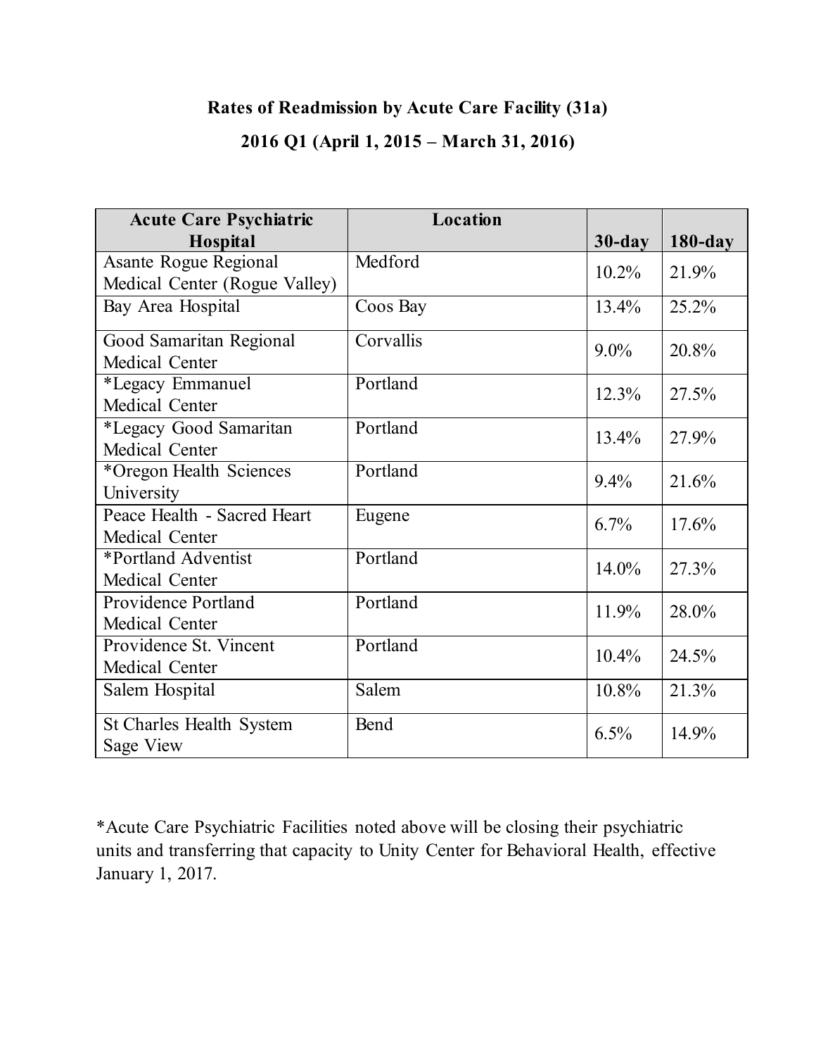## Rates of Readmission by Acute Care Facility (31a)

## 2016 Q1 (April 1, 2015 – March 31, 2016)

| Acute Care Psychiatric Hospital | Location | 30-day | 180-day |
|---|---|---|---|
| Asante Rogue Regional Medical Center (Rogue Valley) | Medford | 10.2% | 21.9% |
| Bay Area Hospital | Coos Bay | 13.4% | 25.2% |
| Good Samaritan Regional Medical Center | Corvallis | 9.0% | 20.8% |
| *Legacy Emmanuel Medical Center | Portland | 12.3% | 27.5% |
| *Legacy Good Samaritan Medical Center | Portland | 13.4% | 27.9% |
| *Oregon Health Sciences University | Portland | 9.4% | 21.6% |
| Peace Health - Sacred Heart Medical Center | Eugene | 6.7% | 17.6% |
| *Portland Adventist Medical Center | Portland | 14.0% | 27.3% |
| Providence Portland Medical Center | Portland | 11.9% | 28.0% |
| Providence St. Vincent Medical Center | Portland | 10.4% | 24.5% |
| Salem Hospital | Salem | 10.8% | 21.3% |
| St Charles Health System Sage View | Bend | 6.5% | 14.9% |

*Acute Care Psychiatric Facilities noted above will be closing their psychiatric units and transferring that capacity to Unity Center for Behavioral Health, effective January 1, 2017.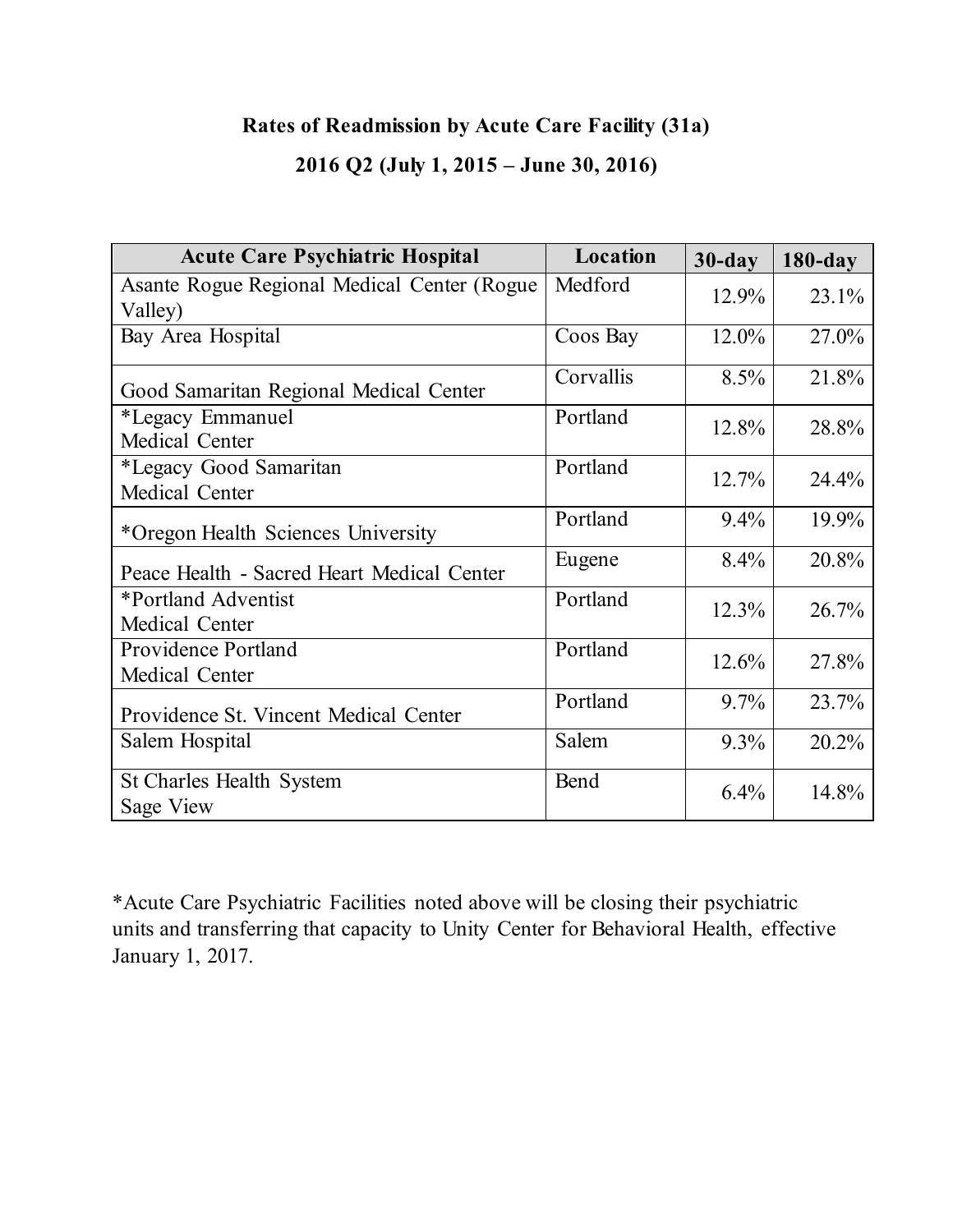**Rates of Readmission by Acute Care Facility (31a)**

**2016 Q2 (July 1, 2015 – June 30, 2016)**

| Acute Care Psychiatric Hospital | Location | 30-day | 180-day |
|---|---|---|---|
| Asante Rogue Regional Medical Center (Rogue Valley) | Medford | 12.9% | 23.1% |
| Bay Area Hospital | Coos Bay | 12.0% | 27.0% |
| Good Samaritan Regional Medical Center | Corvallis | 8.5% | 21.8% |
| *Legacy Emmanuel Medical Center | Portland | 12.8% | 28.8% |
| *Legacy Good Samaritan Medical Center | Portland | 12.7% | 24.4% |
| *Oregon Health Sciences University | Portland | 9.4% | 19.9% |
| Peace Health - Sacred Heart Medical Center | Eugene | 8.4% | 20.8% |
| *Portland Adventist Medical Center | Portland | 12.3% | 26.7% |
| Providence Portland Medical Center | Portland | 12.6% | 27.8% |
| Providence St. Vincent Medical Center | Portland | 9.7% | 23.7% |
| Salem Hospital | Salem | 9.3% | 20.2% |
| St Charles Health System Sage View | Bend | 6.4% | 14.8% |

*Acute Care Psychiatric Facilities noted above will be closing their psychiatric units and transferring that capacity to Unity Center for Behavioral Health, effective January 1, 2017.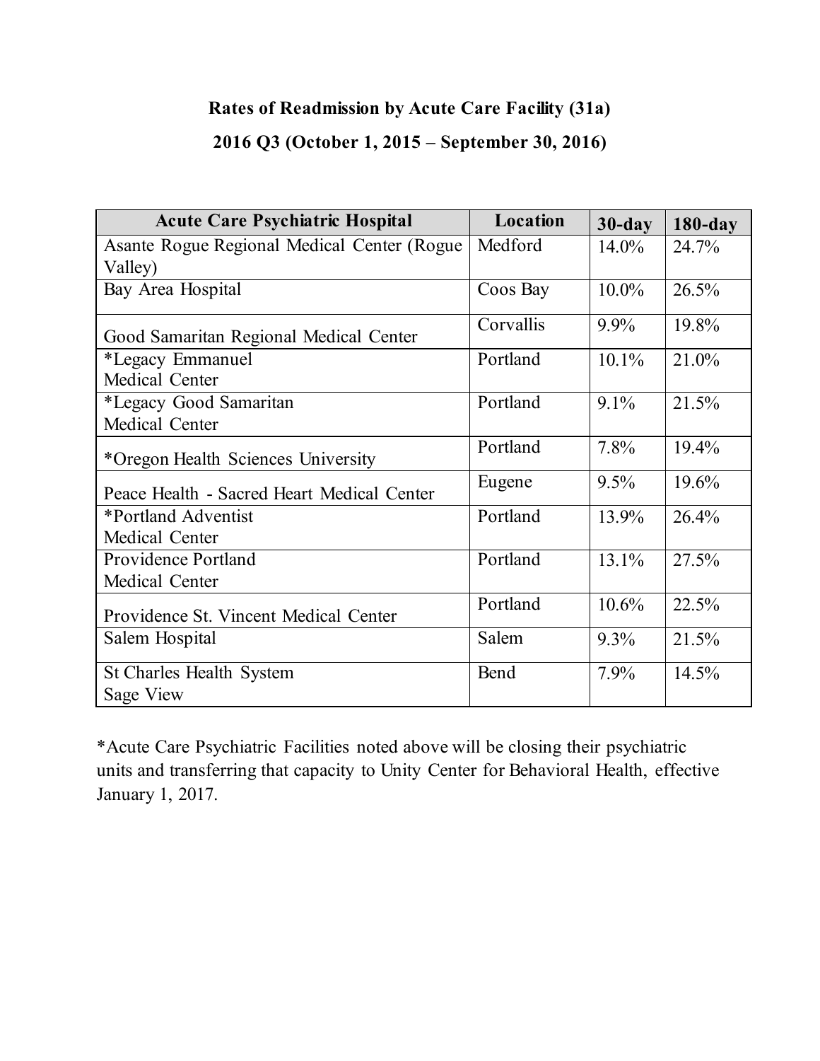## Rates of Readmission by Acute Care Facility (31a)

## 2016 Q3 (October 1, 2015 – September 30, 2016)

| Acute Care Psychiatric Hospital | Location | 30-day | 180-day |
|---|---|---|---|
| Asante Rogue Regional Medical Center (Rogue Valley) | Medford | 14.0% | 24.7% |
| Bay Area Hospital | Coos Bay | 10.0% | 26.5% |
| Good Samaritan Regional Medical Center | Corvallis | 9.9% | 19.8% |
| *Legacy Emmanuel Medical Center | Portland | 10.1% | 21.0% |
| *Legacy Good Samaritan Medical Center | Portland | 9.1% | 21.5% |
| *Oregon Health Sciences University | Portland | 7.8% | 19.4% |
| Peace Health - Sacred Heart Medical Center | Eugene | 9.5% | 19.6% |
| *Portland Adventist Medical Center | Portland | 13.9% | 26.4% |
| Providence Portland Medical Center | Portland | 13.1% | 27.5% |
| Providence St. Vincent Medical Center | Portland | 10.6% | 22.5% |
| Salem Hospital | Salem | 9.3% | 21.5% |
| St Charles Health System Sage View | Bend | 7.9% | 14.5% |

*Acute Care Psychiatric Facilities noted above will be closing their psychiatric units and transferring that capacity to Unity Center for Behavioral Health, effective January 1, 2017.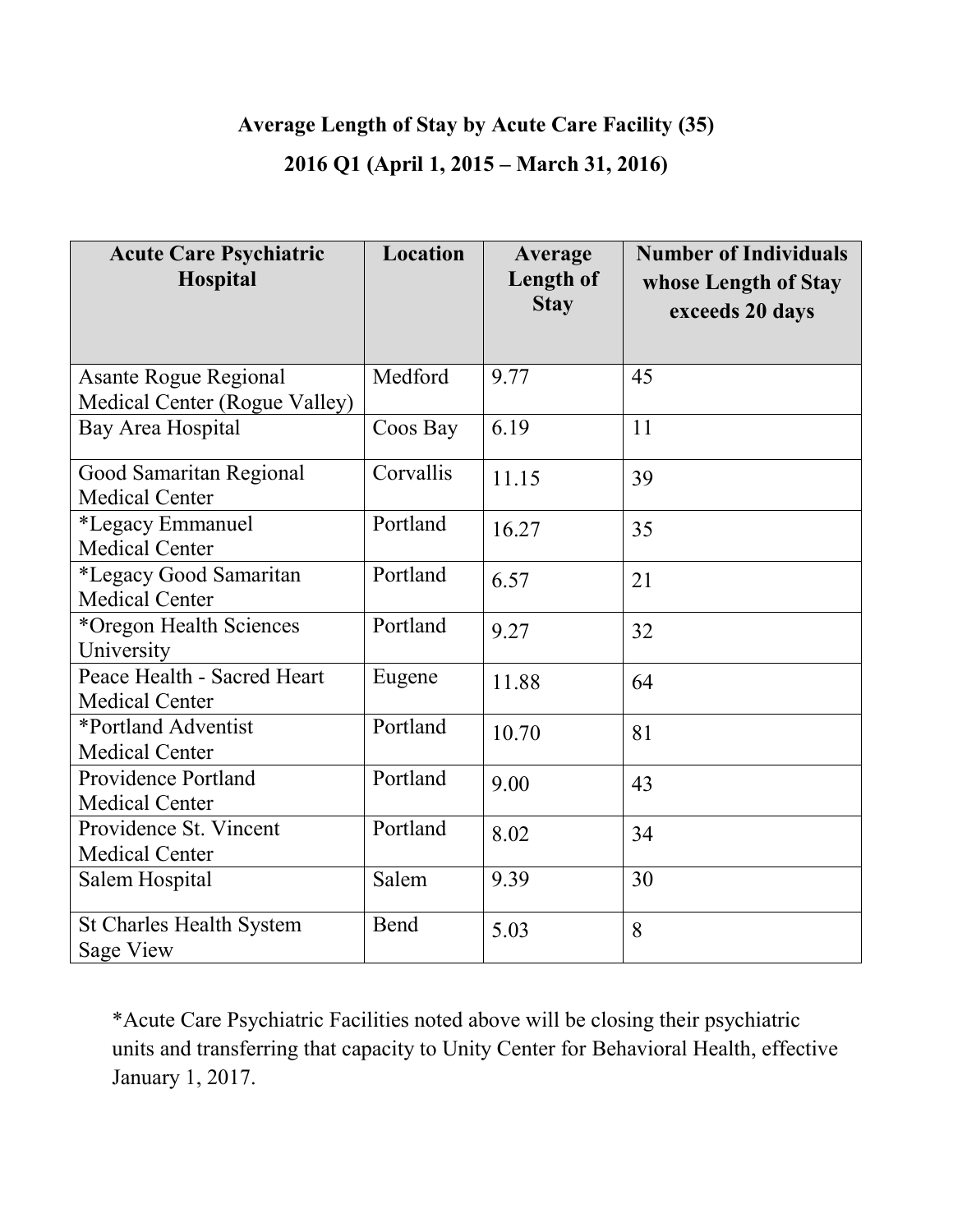**Average Length of Stay by Acute Care Facility (35)**

**2016 Q1 (April 1, 2015 – March 31, 2016)**

| Acute Care Psychiatric Hospital | Location | Average Length of Stay | Number of Individuals whose Length of Stay exceeds 20 days |
|---|---|---|---|
| Asante Rogue Regional Medical Center (Rogue Valley) | Medford | 9.77 | 45 |
| Bay Area Hospital | Coos Bay | 6.19 | 11 |
| Good Samaritan Regional Medical Center | Corvallis | 11.15 | 39 |
| *Legacy Emmanuel Medical Center | Portland | 16.27 | 35 |
| *Legacy Good Samaritan Medical Center | Portland | 6.57 | 21 |
| *Oregon Health Sciences University | Portland | 9.27 | 32 |
| Peace Health - Sacred Heart Medical Center | Eugene | 11.88 | 64 |
| *Portland Adventist Medical Center | Portland | 10.70 | 81 |
| Providence Portland Medical Center | Portland | 9.00 | 43 |
| Providence St. Vincent Medical Center | Portland | 8.02 | 34 |
| Salem Hospital | Salem | 9.39 | 30 |
| St Charles Health System Sage View | Bend | 5.03 | 8 |

*Acute Care Psychiatric Facilities noted above will be closing their psychiatric units and transferring that capacity to Unity Center for Behavioral Health, effective January 1, 2017.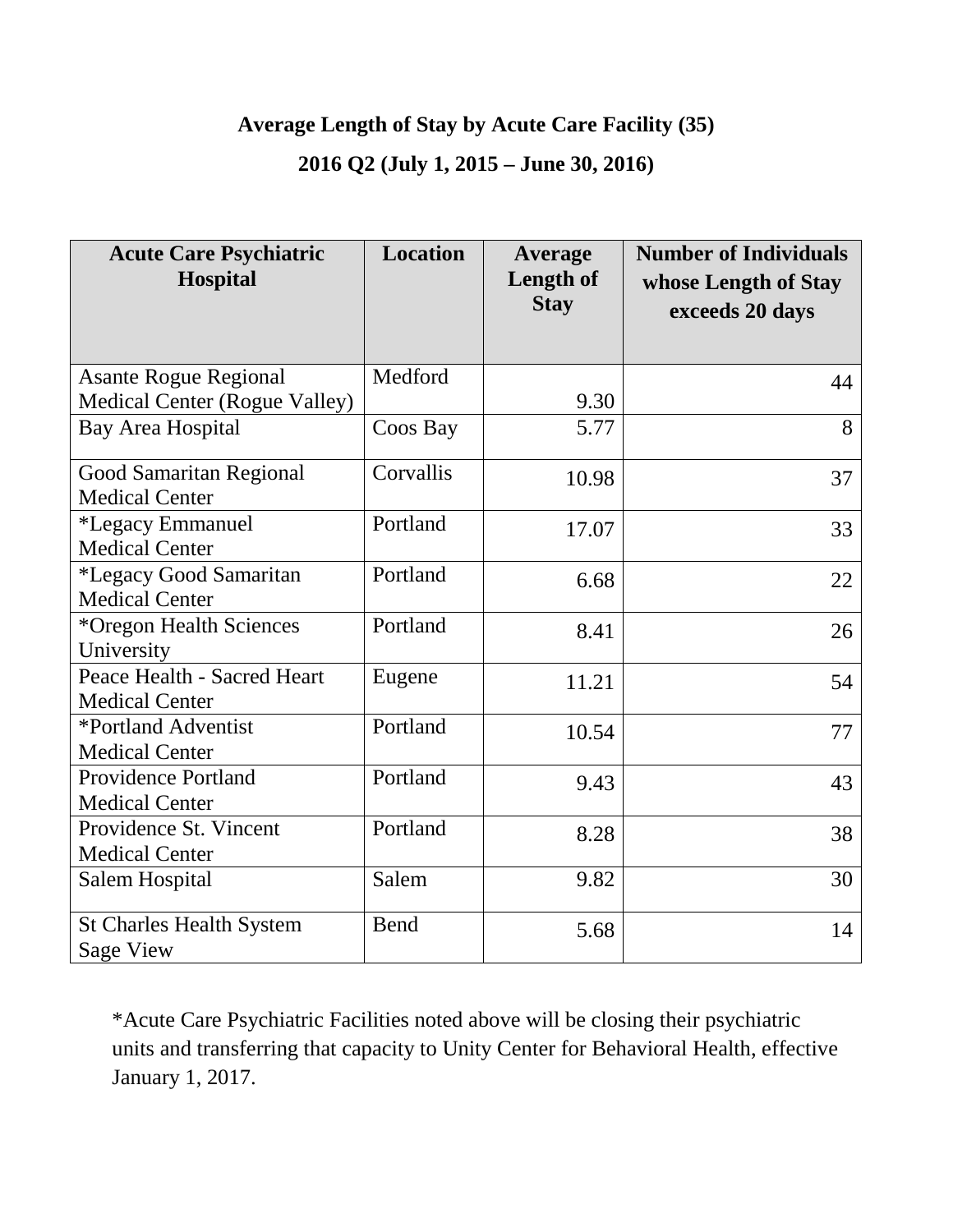**Average Length of Stay by Acute Care Facility (35)**

**2016 Q2 (July 1, 2015 – June 30, 2016)**

| Acute Care Psychiatric Hospital | Location | Average Length of Stay | Number of Individuals whose Length of Stay exceeds 20 days |
|---|---|---|---|
| Asante Rogue Regional Medical Center (Rogue Valley) | Medford | 9.30 | 44 |
| Bay Area Hospital | Coos Bay | 5.77 | 8 |
| Good Samaritan Regional Medical Center | Corvallis | 10.98 | 37 |
| *Legacy Emmanuel Medical Center | Portland | 17.07 | 33 |
| *Legacy Good Samaritan Medical Center | Portland | 6.68 | 22 |
| *Oregon Health Sciences University | Portland | 8.41 | 26 |
| Peace Health - Sacred Heart Medical Center | Eugene | 11.21 | 54 |
| *Portland Adventist Medical Center | Portland | 10.54 | 77 |
| Providence Portland Medical Center | Portland | 9.43 | 43 |
| Providence St. Vincent Medical Center | Portland | 8.28 | 38 |
| Salem Hospital | Salem | 9.82 | 30 |
| St Charles Health System Sage View | Bend | 5.68 | 14 |

*Acute Care Psychiatric Facilities noted above will be closing their psychiatric units and transferring that capacity to Unity Center for Behavioral Health, effective January 1, 2017.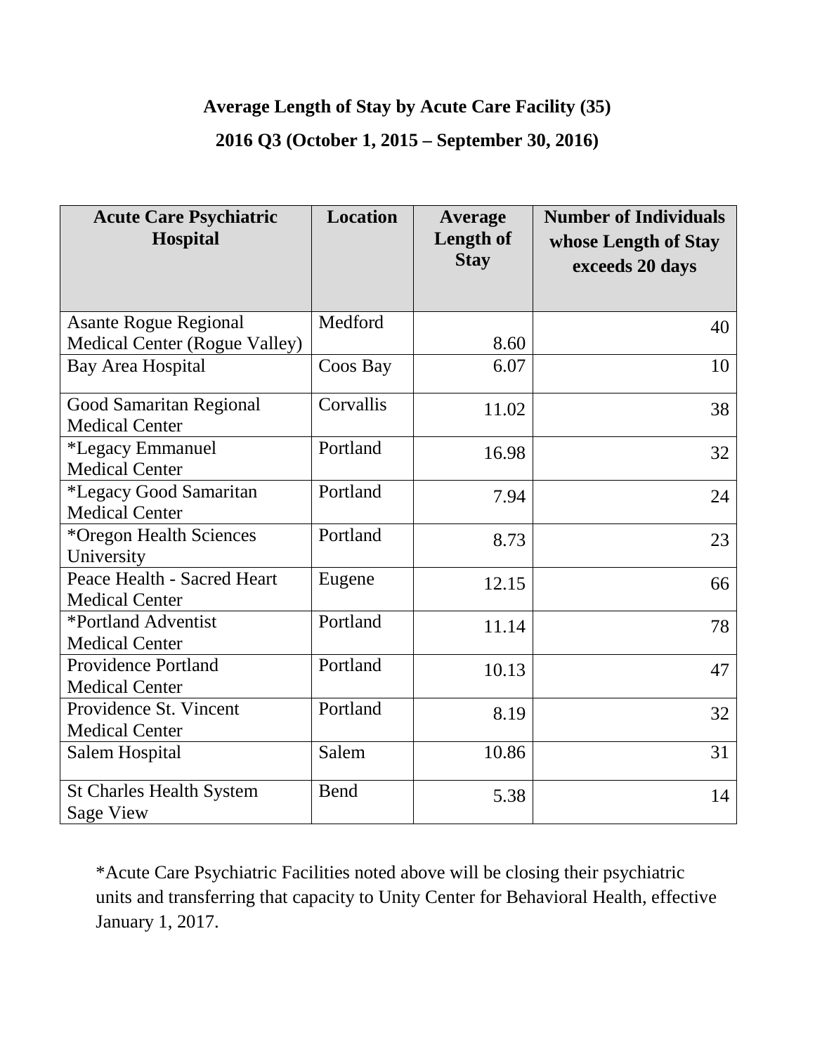**Average Length of Stay by Acute Care Facility (35)**

**2016 Q3 (October 1, 2015 – September 30, 2016)**

| Acute Care Psychiatric Hospital | Location | Average Length of Stay | Number of Individuals whose Length of Stay exceeds 20 days |
|---|---|---|---|
| Asante Rogue Regional Medical Center (Rogue Valley) | Medford | 8.60 | 40 |
| Bay Area Hospital | Coos Bay | 6.07 | 10 |
| Good Samaritan Regional Medical Center | Corvallis | 11.02 | 38 |
| *Legacy Emmanuel Medical Center | Portland | 16.98 | 32 |
| *Legacy Good Samaritan Medical Center | Portland | 7.94 | 24 |
| *Oregon Health Sciences University | Portland | 8.73 | 23 |
| Peace Health - Sacred Heart Medical Center | Eugene | 12.15 | 66 |
| *Portland Adventist Medical Center | Portland | 11.14 | 78 |
| Providence Portland Medical Center | Portland | 10.13 | 47 |
| Providence St. Vincent Medical Center | Portland | 8.19 | 32 |
| Salem Hospital | Salem | 10.86 | 31 |
| St Charles Health System Sage View | Bend | 5.38 | 14 |

*Acute Care Psychiatric Facilities noted above will be closing their psychiatric units and transferring that capacity to Unity Center for Behavioral Health, effective January 1, 2017.